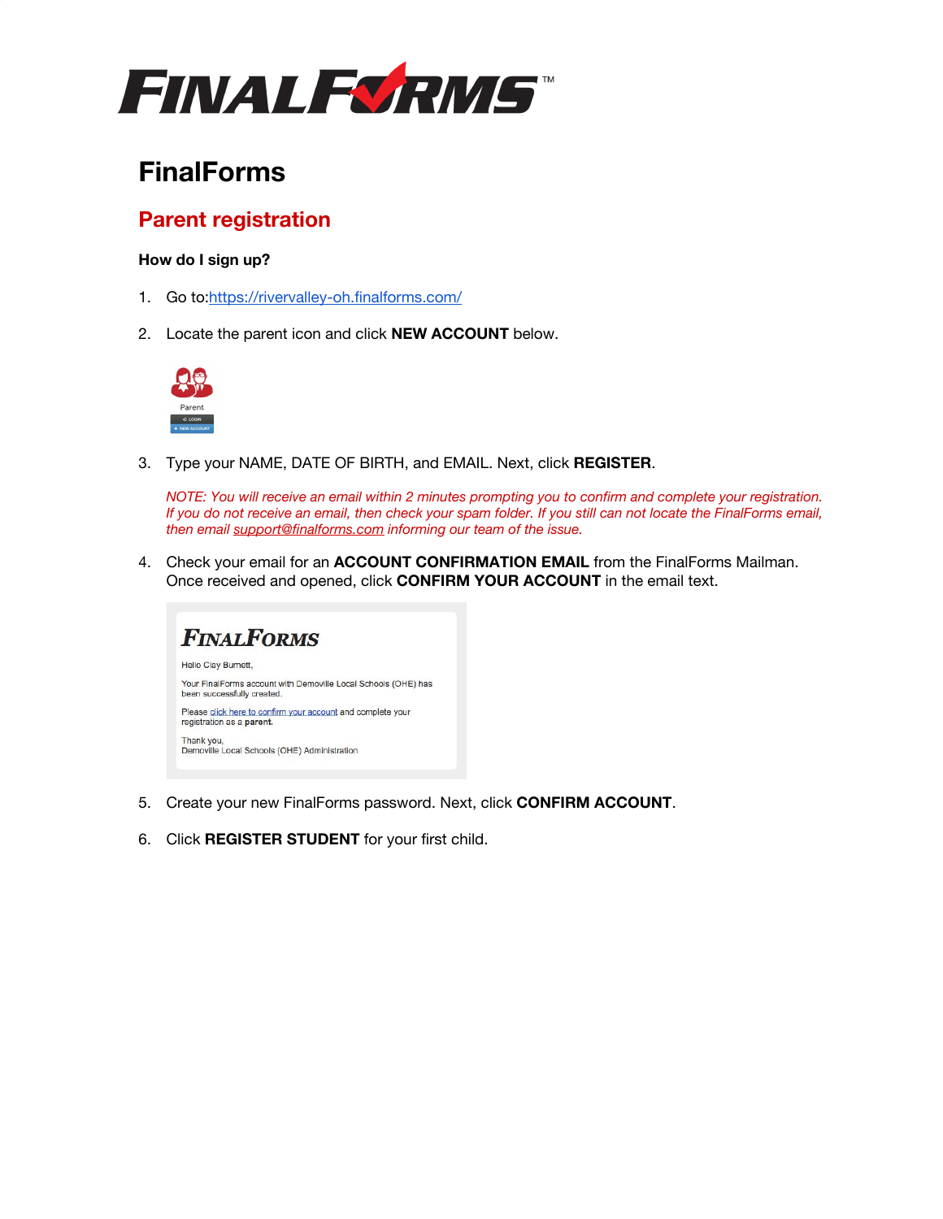# FinalForms

## Parent registration

### How do I sign up?

1. Go to:https://rivervalley-oh.finalforms.com/
2. Locate the parent icon and click **NEW ACCOUNT** below.
3. Type your NAME, DATE OF BIRTH, and EMAIL. Next, click **REGISTER**.

   *NOTE: You will receive an email within 2 minutes prompting you to confirm and complete your registration. If you do not receive an email, then check your spam folder. If you still can not locate the FinalForms email, then email support@finalforms.com informing our team of the issue.*

4. Check your email for an **ACCOUNT CONFIRMATION EMAIL** from the FinalForms Mailman. Once received and opened, click **CONFIRM YOUR ACCOUNT** in the email text.
5. Create your new FinalForms password. Next, click **CONFIRM ACCOUNT**.
6. Click **REGISTER STUDENT** for your first child.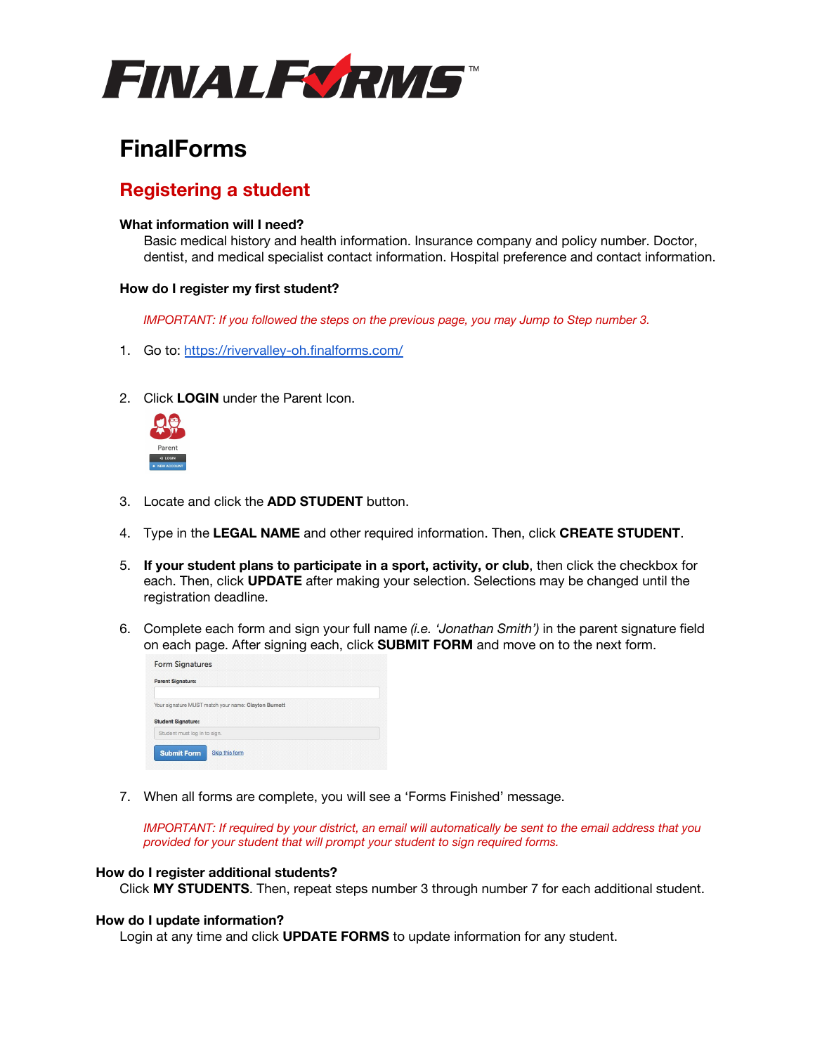# FinalForms

## Registering a student

**What information will I need?**

Basic medical history and health information. Insurance company and policy number. Doctor, dentist, and medical specialist contact information. Hospital preference and contact information.

**How do I register my first student?**

*IMPORTANT: If you followed the steps on the previous page, you may Jump to Step number 3.*

1. Go to: https://rivervalley-oh.finalforms.com/
2. Click **LOGIN** under the Parent Icon.
3. Locate and click the **ADD STUDENT** button.
4. Type in the **LEGAL NAME** and other required information. Then, click **CREATE STUDENT**.
5. **If your student plans to participate in a sport, activity, or club**, then click the checkbox for each. Then, click **UPDATE** after making your selection. Selections may be changed until the registration deadline.
6. Complete each form and sign your full name *(i.e. 'Jonathan Smith')* in the parent signature field on each page. After signing each, click **SUBMIT FORM** and move on to the next form.
7. When all forms are complete, you will see a 'Forms Finished' message.

*IMPORTANT: If required by your district, an email will automatically be sent to the email address that you provided for your student that will prompt your student to sign required forms.*

**How do I register additional students?**

Click **MY STUDENTS**. Then, repeat steps number 3 through number 7 for each additional student.

**How do I update information?**

Login at any time and click **UPDATE FORMS** to update information for any student.